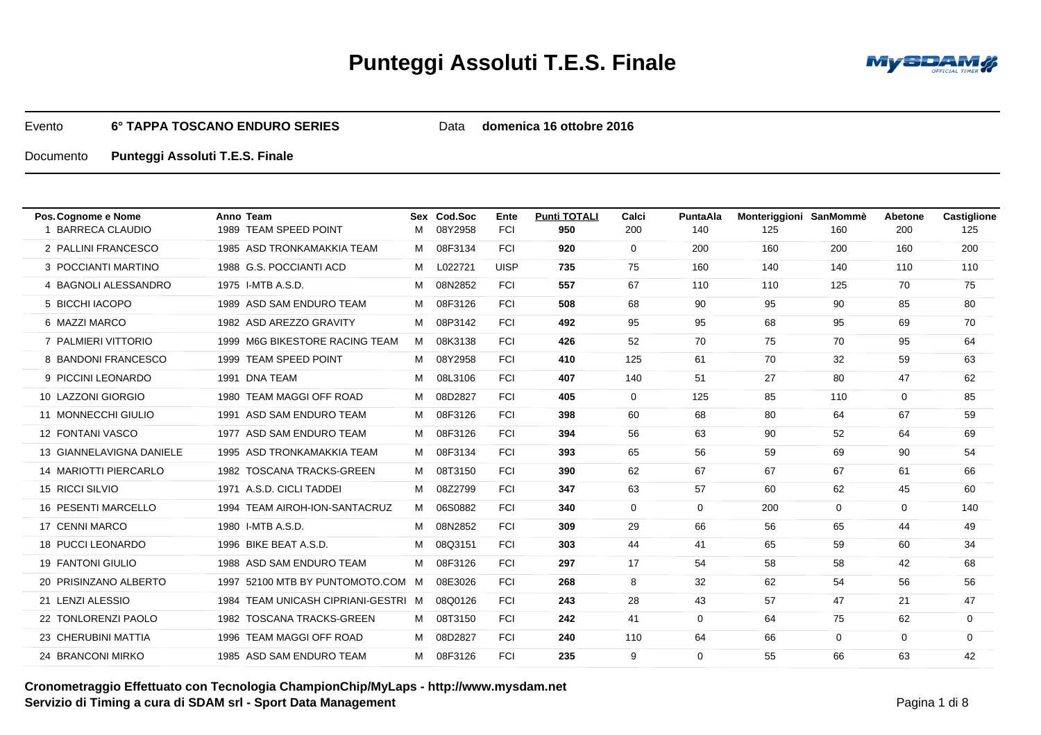# Punteggi Assoluti T.E.S. Finale

Evento **6° TAPPA TOSCANO ENDURO SERIES** Data **domenica 16 ottobre 2016**

Documento **Punteggi Assoluti T.E.S. Finale**

| Pos. | Cognome e Nome | Anno | Team | Sex | Cod.Soc | Ente | Punti TOTALI | Calci | PuntaAla | Monteriggioni | SanMommè | Abetone | Castiglione |
|---|---|---|---|---|---|---|---|---|---|---|---|---|---|
| 1 | BARRECA CLAUDIO | 1989 | TEAM SPEED POINT | M | 08Y2958 | FCI | **950** | 200 | 140 | 125 | 160 | 200 | 125 |
| 2 | PALLINI FRANCESCO | 1985 | ASD TRONKAMAKKIA TEAM | M | 08F3134 | FCI | **920** | 0 | 200 | 160 | 200 | 160 | 200 |
| 3 | POCCIANTI MARTINO | 1988 | G.S. POCCIANTI ACD | M | L022721 | UISP | **735** | 75 | 160 | 140 | 140 | 110 | 110 |
| 4 | BAGNOLI ALESSANDRO | 1975 | I-MTB A.S.D. | M | 08N2852 | FCI | **557** | 67 | 110 | 110 | 125 | 70 | 75 |
| 5 | BICCHI IACOPO | 1989 | ASD SAM ENDURO TEAM | M | 08F3126 | FCI | **508** | 68 | 90 | 95 | 90 | 85 | 80 |
| 6 | MAZZI MARCO | 1982 | ASD AREZZO GRAVITY | M | 08P3142 | FCI | **492** | 95 | 95 | 68 | 95 | 69 | 70 |
| 7 | PALMIERI VITTORIO | 1999 | M6G BIKESTORE RACING TEAM | M | 08K3138 | FCI | **426** | 52 | 70 | 75 | 70 | 95 | 64 |
| 8 | BANDONI FRANCESCO | 1999 | TEAM SPEED POINT | M | 08Y2958 | FCI | **410** | 125 | 61 | 70 | 32 | 59 | 63 |
| 9 | PICCINI LEONARDO | 1991 | DNA TEAM | M | 08L3106 | FCI | **407** | 140 | 51 | 27 | 80 | 47 | 62 |
| 10 | LAZZONI GIORGIO | 1980 | TEAM MAGGI OFF ROAD | M | 08D2827 | FCI | **405** | 0 | 125 | 85 | 110 | 0 | 85 |
| 11 | MONNECCHI GIULIO | 1991 | ASD SAM ENDURO TEAM | M | 08F3126 | FCI | **398** | 60 | 68 | 80 | 64 | 67 | 59 |
| 12 | FONTANI VASCO | 1977 | ASD SAM ENDURO TEAM | M | 08F3126 | FCI | **394** | 56 | 63 | 90 | 52 | 64 | 69 |
| 13 | GIANNELAVIGNA DANIELE | 1995 | ASD TRONKAMAKKIA TEAM | M | 08F3134 | FCI | **393** | 65 | 56 | 59 | 69 | 90 | 54 |
| 14 | MARIOTTI PIERCARLO | 1982 | TOSCANA TRACKS-GREEN | M | 08T3150 | FCI | **390** | 62 | 67 | 67 | 67 | 61 | 66 |
| 15 | RICCI SILVIO | 1971 | A.S.D. CICLI TADDEI | M | 08Z2799 | FCI | **347** | 63 | 57 | 60 | 62 | 45 | 60 |
| 16 | PESENTI MARCELLO | 1994 | TEAM AIROH-ION-SANTACRUZ | M | 06S0882 | FCI | **340** | 0 | 0 | 200 | 0 | 0 | 140 |
| 17 | CENNI MARCO | 1980 | I-MTB A.S.D. | M | 08N2852 | FCI | **309** | 29 | 66 | 56 | 65 | 44 | 49 |
| 18 | PUCCI LEONARDO | 1996 | BIKE BEAT A.S.D. | M | 08Q3151 | FCI | **303** | 44 | 41 | 65 | 59 | 60 | 34 |
| 19 | FANTONI GIULIO | 1988 | ASD SAM ENDURO TEAM | M | 08F3126 | FCI | **297** | 17 | 54 | 58 | 58 | 42 | 68 |
| 20 | PRISINZANO ALBERTO | 1997 | 52100 MTB BY PUNTOMOTO.COM | M | 08E3026 | FCI | **268** | 8 | 32 | 62 | 54 | 56 | 56 |
| 21 | LENZI ALESSIO | 1984 | TEAM UNICASH CIPRIANI-GESTRI | M | 08Q0126 | FCI | **243** | 28 | 43 | 57 | 47 | 21 | 47 |
| 22 | TONLORENZI PAOLO | 1982 | TOSCANA TRACKS-GREEN | M | 08T3150 | FCI | **242** | 41 | 0 | 64 | 75 | 62 | 0 |
| 23 | CHERUBINI MATTIA | 1996 | TEAM MAGGI OFF ROAD | M | 08D2827 | FCI | **240** | 110 | 64 | 66 | 0 | 0 | 0 |
| 24 | BRANCONI MIRKO | 1985 | ASD SAM ENDURO TEAM | M | 08F3126 | FCI | **235** | 9 | 0 | 55 | 66 | 63 | 42 |

**Cronometraggio Effettuato con Tecnologia ChampionChip/MyLaps - http://www.mysdam.net**
**Servizio di Timing a cura di SDAM srl - Sport Data Management**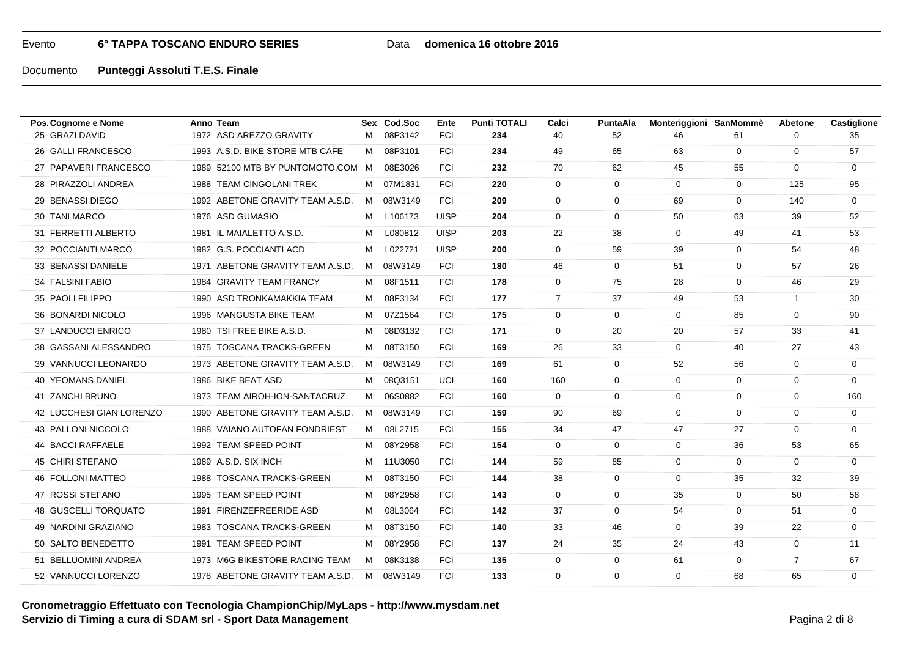Evento **6° TAPPA TOSCANO ENDURO SERIES** Data **domenica 16 ottobre 2016**

Documento **Punteggi Assoluti T.E.S. Finale**

| Pos. | Cognome e Nome | Anno | Team | Sex | Cod.Soc | Ente | Punti TOTALI | Calci | PuntaAla | Monteriggioni | SanMommè | Abetone | Castiglione |
|---|---|---|---|---|---|---|---|---|---|---|---|---|---|
| 25 | GRAZI DAVID | 1972 | ASD AREZZO GRAVITY | M | 08P3142 | FCI | **234** | 40 | 52 | 46 | 61 | 0 | 35 |
| 26 | GALLI FRANCESCO | 1993 | A.S.D. BIKE STORE MTB CAFE' | M | 08P3101 | FCI | **234** | 49 | 65 | 63 | 0 | 0 | 57 |
| 27 | PAPAVERI FRANCESCO | 1989 | 52100 MTB BY PUNTOMOTO.COM | M | 08E3026 | FCI | **232** | 70 | 62 | 45 | 55 | 0 | 0 |
| 28 | PIRAZZOLI ANDREA | 1988 | TEAM CINGOLANI TREK | M | 07M1831 | FCI | **220** | 0 | 0 | 0 | 0 | 125 | 95 |
| 29 | BENASSI DIEGO | 1992 | ABETONE GRAVITY TEAM A.S.D. | M | 08W3149 | FCI | **209** | 0 | 0 | 69 | 0 | 140 | 0 |
| 30 | TANI MARCO | 1976 | ASD GUMASIO | M | L106173 | UISP | **204** | 0 | 0 | 50 | 63 | 39 | 52 |
| 31 | FERRETTI ALBERTO | 1981 | IL MAIALETTO A.S.D. | M | L080812 | UISP | **203** | 22 | 38 | 0 | 49 | 41 | 53 |
| 32 | POCCIANTI MARCO | 1982 | G.S. POCCIANTI ACD | M | L022721 | UISP | **200** | 0 | 59 | 39 | 0 | 54 | 48 |
| 33 | BENASSI DANIELE | 1971 | ABETONE GRAVITY TEAM A.S.D. | M | 08W3149 | FCI | **180** | 46 | 0 | 51 | 0 | 57 | 26 |
| 34 | FALSINI FABIO | 1984 | GRAVITY TEAM FRANCY | M | 08F1511 | FCI | **178** | 0 | 75 | 28 | 0 | 46 | 29 |
| 35 | PAOLI FILIPPO | 1990 | ASD TRONKAMAKKIA TEAM | M | 08F3134 | FCI | **177** | 7 | 37 | 49 | 53 | 1 | 30 |
| 36 | BONARDI NICOLO | 1996 | MANGUSTA BIKE TEAM | M | 07Z1564 | FCI | **175** | 0 | 0 | 0 | 85 | 0 | 90 |
| 37 | LANDUCCI ENRICO | 1980 | TSI FREE BIKE A.S.D. | M | 08D3132 | FCI | **171** | 0 | 20 | 20 | 57 | 33 | 41 |
| 38 | GASSANI ALESSANDRO | 1975 | TOSCANA TRACKS-GREEN | M | 08T3150 | FCI | **169** | 26 | 33 | 0 | 40 | 27 | 43 |
| 39 | VANNUCCI LEONARDO | 1973 | ABETONE GRAVITY TEAM A.S.D. | M | 08W3149 | FCI | **169** | 61 | 0 | 52 | 56 | 0 | 0 |
| 40 | YEOMANS DANIEL | 1986 | BIKE BEAT ASD | M | 08Q3151 | UCI | **160** | 160 | 0 | 0 | 0 | 0 | 0 |
| 41 | ZANCHI BRUNO | 1973 | TEAM AIROH-ION-SANTACRUZ | M | 06S0882 | FCI | **160** | 0 | 0 | 0 | 0 | 0 | 160 |
| 42 | LUCCHESI GIAN LORENZO | 1990 | ABETONE GRAVITY TEAM A.S.D. | M | 08W3149 | FCI | **159** | 90 | 69 | 0 | 0 | 0 | 0 |
| 43 | PALLONI NICCOLO' | 1988 | VAIANO AUTOFAN FONDRIEST | M | 08L2715 | FCI | **155** | 34 | 47 | 47 | 27 | 0 | 0 |
| 44 | BACCI RAFFAELE | 1992 | TEAM SPEED POINT | M | 08Y2958 | FCI | **154** | 0 | 0 | 0 | 36 | 53 | 65 |
| 45 | CHIRI STEFANO | 1989 | A.S.D. SIX INCH | M | 11U3050 | FCI | **144** | 59 | 85 | 0 | 0 | 0 | 0 |
| 46 | FOLLONI MATTEO | 1988 | TOSCANA TRACKS-GREEN | M | 08T3150 | FCI | **144** | 38 | 0 | 0 | 35 | 32 | 39 |
| 47 | ROSSI STEFANO | 1995 | TEAM SPEED POINT | M | 08Y2958 | FCI | **143** | 0 | 0 | 35 | 0 | 50 | 58 |
| 48 | GUSCELLI TORQUATO | 1991 | FIRENZEFREERIDE ASD | M | 08L3064 | FCI | **142** | 37 | 0 | 54 | 0 | 51 | 0 |
| 49 | NARDINI GRAZIANO | 1983 | TOSCANA TRACKS-GREEN | M | 08T3150 | FCI | **140** | 33 | 46 | 0 | 39 | 22 | 0 |
| 50 | SALTO BENEDETTO | 1991 | TEAM SPEED POINT | M | 08Y2958 | FCI | **137** | 24 | 35 | 24 | 43 | 0 | 11 |
| 51 | BELLUOMINI ANDREA | 1973 | M6G BIKESTORE RACING TEAM | M | 08K3138 | FCI | **135** | 0 | 0 | 61 | 0 | 7 | 67 |
| 52 | VANNUCCI LORENZO | 1978 | ABETONE GRAVITY TEAM A.S.D. | M | 08W3149 | FCI | **133** | 0 | 0 | 0 | 68 | 65 | 0 |

**Cronometraggio Effettuato con Tecnologia ChampionChip/MyLaps - http://www.mysdam.net**
**Servizio di Timing a cura di SDAM srl - Sport Data Management**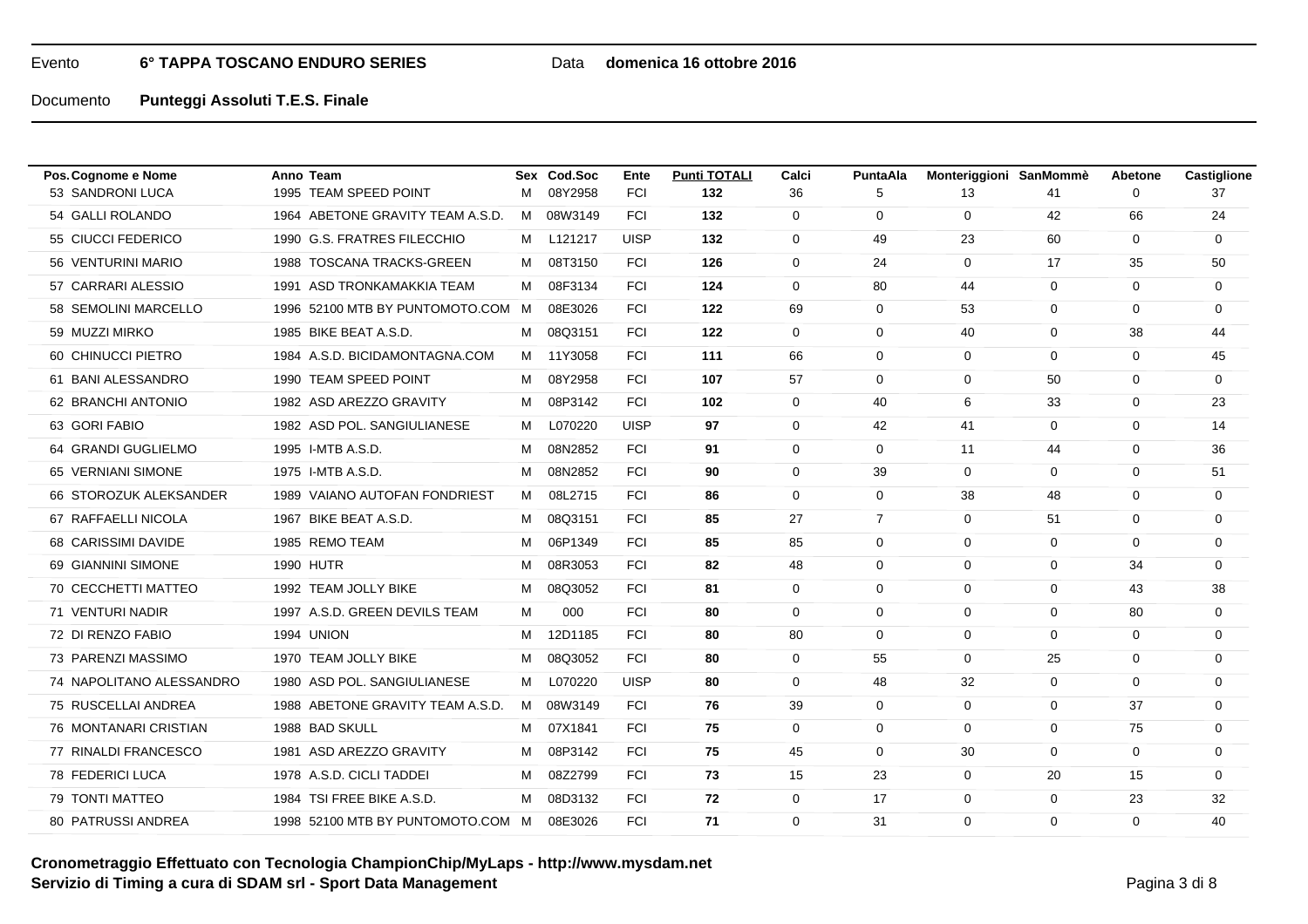Evento **6° TAPPA TOSCANO ENDURO SERIES** Data **domenica 16 ottobre 2016**

Documento **Punteggi Assoluti T.E.S. Finale**

| Pos. | Cognome e Nome | Anno | Team | Sex | Cod.Soc | Ente | Punti TOTALI | Calci | PuntaAla | Monteriggioni | SanMommè | Abetone | Castiglione |
|---|---|---|---|---|---|---|---|---|---|---|---|---|---|
| 53 | SANDRONI LUCA | 1995 | TEAM SPEED POINT | M | 08Y2958 | FCI | **132** | 36 | 5 | 13 | 41 | 0 | 37 |
| 54 | GALLI ROLANDO | 1964 | ABETONE GRAVITY TEAM A.S.D. | M | 08W3149 | FCI | **132** | 0 | 0 | 0 | 42 | 66 | 24 |
| 55 | CIUCCI FEDERICO | 1990 | G.S. FRATRES FILECCHIO | M | L121217 | UISP | **132** | 0 | 49 | 23 | 60 | 0 | 0 |
| 56 | VENTURINI MARIO | 1988 | TOSCANA TRACKS-GREEN | M | 08T3150 | FCI | **126** | 0 | 24 | 0 | 17 | 35 | 50 |
| 57 | CARRARI ALESSIO | 1991 | ASD TRONKAMAKKIA TEAM | M | 08F3134 | FCI | **124** | 0 | 80 | 44 | 0 | 0 | 0 |
| 58 | SEMOLINI MARCELLO | 1996 | 52100 MTB BY PUNTOMOTO.COM | M | 08E3026 | FCI | **122** | 69 | 0 | 53 | 0 | 0 | 0 |
| 59 | MUZZI MIRKO | 1985 | BIKE BEAT A.S.D. | M | 08Q3151 | FCI | **122** | 0 | 0 | 40 | 0 | 38 | 44 |
| 60 | CHINUCCI PIETRO | 1984 | A.S.D. BICIDAMONTAGNA.COM | M | 11Y3058 | FCI | **111** | 66 | 0 | 0 | 0 | 0 | 45 |
| 61 | BANI ALESSANDRO | 1990 | TEAM SPEED POINT | M | 08Y2958 | FCI | **107** | 57 | 0 | 0 | 50 | 0 | 0 |
| 62 | BRANCHI ANTONIO | 1982 | ASD AREZZO GRAVITY | M | 08P3142 | FCI | **102** | 0 | 40 | 6 | 33 | 0 | 23 |
| 63 | GORI FABIO | 1982 | ASD POL. SANGIULIANESE | M | L070220 | UISP | **97** | 0 | 42 | 41 | 0 | 0 | 14 |
| 64 | GRANDI GUGLIELMO | 1995 | I-MTB A.S.D. | M | 08N2852 | FCI | **91** | 0 | 0 | 11 | 44 | 0 | 36 |
| 65 | VERNIANI SIMONE | 1975 | I-MTB A.S.D. | M | 08N2852 | FCI | **90** | 0 | 39 | 0 | 0 | 0 | 51 |
| 66 | STOROZUK ALEKSANDER | 1989 | VAIANO AUTOFAN FONDRIEST | M | 08L2715 | FCI | **86** | 0 | 0 | 38 | 48 | 0 | 0 |
| 67 | RAFFAELLI NICOLA | 1967 | BIKE BEAT A.S.D. | M | 08Q3151 | FCI | **85** | 27 | 7 | 0 | 51 | 0 | 0 |
| 68 | CARISSIMI DAVIDE | 1985 | REMO TEAM | M | 06P1349 | FCI | **85** | 85 | 0 | 0 | 0 | 0 | 0 |
| 69 | GIANNINI SIMONE | 1990 | HUTR | M | 08R3053 | FCI | **82** | 48 | 0 | 0 | 0 | 34 | 0 |
| 70 | CECCHETTI MATTEO | 1992 | TEAM JOLLY BIKE | M | 08Q3052 | FCI | **81** | 0 | 0 | 0 | 0 | 43 | 38 |
| 71 | VENTURI NADIR | 1997 | A.S.D. GREEN DEVILS TEAM | M | 000 | FCI | **80** | 0 | 0 | 0 | 0 | 80 | 0 |
| 72 | DI RENZO FABIO | 1994 | UNION | M | 12D1185 | FCI | **80** | 80 | 0 | 0 | 0 | 0 | 0 |
| 73 | PARENZI MASSIMO | 1970 | TEAM JOLLY BIKE | M | 08Q3052 | FCI | **80** | 0 | 55 | 0 | 25 | 0 | 0 |
| 74 | NAPOLITANO ALESSANDRO | 1980 | ASD POL. SANGIULIANESE | M | L070220 | UISP | **80** | 0 | 48 | 32 | 0 | 0 | 0 |
| 75 | RUSCELLAI ANDREA | 1988 | ABETONE GRAVITY TEAM A.S.D. | M | 08W3149 | FCI | **76** | 39 | 0 | 0 | 0 | 37 | 0 |
| 76 | MONTANARI CRISTIAN | 1988 | BAD SKULL | M | 07X1841 | FCI | **75** | 0 | 0 | 0 | 0 | 75 | 0 |
| 77 | RINALDI FRANCESCO | 1981 | ASD AREZZO GRAVITY | M | 08P3142 | FCI | **75** | 45 | 0 | 30 | 0 | 0 | 0 |
| 78 | FEDERICI LUCA | 1978 | A.S.D. CICLI TADDEI | M | 08Z2799 | FCI | **73** | 15 | 23 | 0 | 20 | 15 | 0 |
| 79 | TONTI MATTEO | 1984 | TSI FREE BIKE A.S.D. | M | 08D3132 | FCI | **72** | 0 | 17 | 0 | 0 | 23 | 32 |
| 80 | PATRUSSI ANDREA | 1998 | 52100 MTB BY PUNTOMOTO.COM | M | 08E3026 | FCI | **71** | 0 | 31 | 0 | 0 | 0 | 40 |

**Cronometraggio Effettuato con Tecnologia ChampionChip/MyLaps - http://www.mysdam.net**
**Servizio di Timing a cura di SDAM srl - Sport Data Management**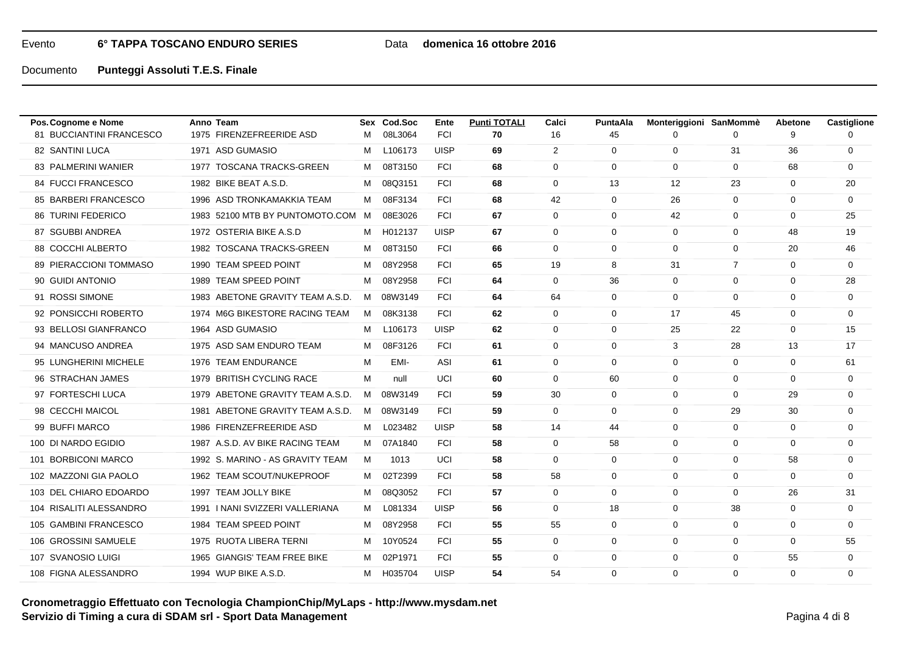Evento **6° TAPPA TOSCANO ENDURO SERIES** Data **domenica 16 ottobre 2016**

Documento **Punteggi Assoluti T.E.S. Finale**

| Pos. | Cognome e Nome | Anno | Team | Sex | Cod.Soc | Ente | Punti TOTALI | Calci | PuntaAla | Monteriggioni | SanMommè | Abetone | Castiglione |
|---|---|---|---|---|---|---|---|---|---|---|---|---|---|
| 81 | BUCCIANTINI FRANCESCO | 1975 | FIRENZEFREERIDE ASD | M | 08L3064 | FCI | **70** | 16 | 45 | 0 | 0 | 9 | 0 |
| 82 | SANTINI LUCA | 1971 | ASD GUMASIO | M | L106173 | UISP | **69** | 2 | 0 | 0 | 31 | 36 | 0 |
| 83 | PALMERINI WANIER | 1977 | TOSCANA TRACKS-GREEN | M | 08T3150 | FCI | **68** | 0 | 0 | 0 | 0 | 68 | 0 |
| 84 | FUCCI FRANCESCO | 1982 | BIKE BEAT A.S.D. | M | 08Q3151 | FCI | **68** | 0 | 13 | 12 | 23 | 0 | 20 |
| 85 | BARBERI FRANCESCO | 1996 | ASD TRONKAMAKKIA TEAM | M | 08F3134 | FCI | **68** | 42 | 0 | 26 | 0 | 0 | 0 |
| 86 | TURINI FEDERICO | 1983 | 52100 MTB BY PUNTOMOTO.COM | M | 08E3026 | FCI | **67** | 0 | 0 | 42 | 0 | 0 | 25 |
| 87 | SGUBBI ANDREA | 1972 | OSTERIA BIKE A.S.D | M | H012137 | UISP | **67** | 0 | 0 | 0 | 0 | 48 | 19 |
| 88 | COCCHI ALBERTO | 1982 | TOSCANA TRACKS-GREEN | M | 08T3150 | FCI | **66** | 0 | 0 | 0 | 0 | 20 | 46 |
| 89 | PIERACCIONI TOMMASO | 1990 | TEAM SPEED POINT | M | 08Y2958 | FCI | **65** | 19 | 8 | 31 | 7 | 0 | 0 |
| 90 | GUIDI ANTONIO | 1989 | TEAM SPEED POINT | M | 08Y2958 | FCI | **64** | 0 | 36 | 0 | 0 | 0 | 28 |
| 91 | ROSSI SIMONE | 1983 | ABETONE GRAVITY TEAM A.S.D. | M | 08W3149 | FCI | **64** | 64 | 0 | 0 | 0 | 0 | 0 |
| 92 | PONSICCHI ROBERTO | 1974 | M6G BIKESTORE RACING TEAM | M | 08K3138 | FCI | **62** | 0 | 0 | 17 | 45 | 0 | 0 |
| 93 | BELLOSI GIANFRANCO | 1964 | ASD GUMASIO | M | L106173 | UISP | **62** | 0 | 0 | 25 | 22 | 0 | 15 |
| 94 | MANCUSO ANDREA | 1975 | ASD SAM ENDURO TEAM | M | 08F3126 | FCI | **61** | 0 | 0 | 3 | 28 | 13 | 17 |
| 95 | LUNGHERINI MICHELE | 1976 | TEAM ENDURANCE | M | EMI- | ASI | **61** | 0 | 0 | 0 | 0 | 0 | 61 |
| 96 | STRACHAN JAMES | 1979 | BRITISH CYCLING RACE | M | null | UCI | **60** | 0 | 60 | 0 | 0 | 0 | 0 |
| 97 | FORTESCHI LUCA | 1979 | ABETONE GRAVITY TEAM A.S.D. | M | 08W3149 | FCI | **59** | 30 | 0 | 0 | 0 | 29 | 0 |
| 98 | CECCHI MAICOL | 1981 | ABETONE GRAVITY TEAM A.S.D. | M | 08W3149 | FCI | **59** | 0 | 0 | 0 | 29 | 30 | 0 |
| 99 | BUFFI MARCO | 1986 | FIRENZEFREERIDE ASD | M | L023482 | UISP | **58** | 14 | 44 | 0 | 0 | 0 | 0 |
| 100 | DI NARDO EGIDIO | 1987 | A.S.D. AV BIKE RACING TEAM | M | 07A1840 | FCI | **58** | 0 | 58 | 0 | 0 | 0 | 0 |
| 101 | BORBICONI MARCO | 1992 | S. MARINO - AS GRAVITY TEAM | M | 1013 | UCI | **58** | 0 | 0 | 0 | 0 | 58 | 0 |
| 102 | MAZZONI GIA PAOLO | 1962 | TEAM SCOUT/NUKEPROOF | M | 02T2399 | FCI | **58** | 58 | 0 | 0 | 0 | 0 | 0 |
| 103 | DEL CHIARO EDOARDO | 1997 | TEAM JOLLY BIKE | M | 08Q3052 | FCI | **57** | 0 | 0 | 0 | 0 | 26 | 31 |
| 104 | RISALITI ALESSANDRO | 1991 | I NANI SVIZZERI VALLERIANA | M | L081334 | UISP | **56** | 0 | 18 | 0 | 38 | 0 | 0 |
| 105 | GAMBINI FRANCESCO | 1984 | TEAM SPEED POINT | M | 08Y2958 | FCI | **55** | 55 | 0 | 0 | 0 | 0 | 0 |
| 106 | GROSSINI SAMUELE | 1975 | RUOTA LIBERA TERNI | M | 10Y0524 | FCI | **55** | 0 | 0 | 0 | 0 | 0 | 55 |
| 107 | SVANOSIO LUIGI | 1965 | GIANGIS' TEAM FREE BIKE | M | 02P1971 | FCI | **55** | 0 | 0 | 0 | 0 | 55 | 0 |
| 108 | FIGNA ALESSANDRO | 1994 | WUP BIKE A.S.D. | M | H035704 | UISP | **54** | 54 | 0 | 0 | 0 | 0 | 0 |

**Cronometraggio Effettuato con Tecnologia ChampionChip/MyLaps - http://www.mysdam.net**
**Servizio di Timing a cura di SDAM srl - Sport Data Management**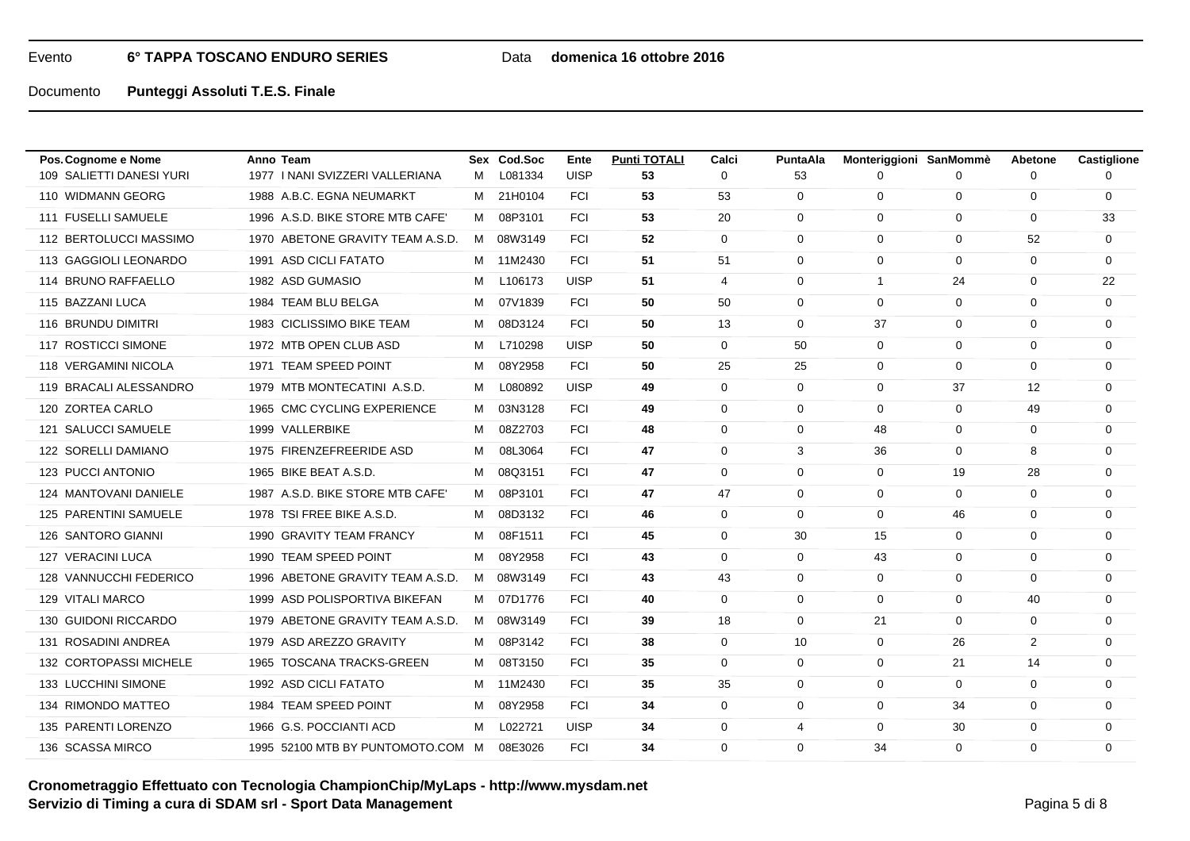Evento **6° TAPPA TOSCANO ENDURO SERIES** Data **domenica 16 ottobre 2016**

Documento **Punteggi Assoluti T.E.S. Finale**

| Pos. | Cognome e Nome | Anno | Team | Sex | Cod.Soc | Ente | Punti TOTALI | Calci | PuntaAla | Monteriggioni | SanMommè | Abetone | Castiglione |
|---|---|---|---|---|---|---|---|---|---|---|---|---|---|
| 109 | SALIETTI DANESI YURI | 1977 | I NANI SVIZZERI VALLERIANA | M | L081334 | UISP | **53** | 0 | 53 | 0 | 0 | 0 | 0 |
| 110 | WIDMANN GEORG | 1988 | A.B.C. EGNA NEUMARKT | M | 21H0104 | FCI | **53** | 53 | 0 | 0 | 0 | 0 | 0 |
| 111 | FUSELLI SAMUELE | 1996 | A.S.D. BIKE STORE MTB CAFE' | M | 08P3101 | FCI | **53** | 20 | 0 | 0 | 0 | 0 | 33 |
| 112 | BERTOLUCCI MASSIMO | 1970 | ABETONE GRAVITY TEAM A.S.D. | M | 08W3149 | FCI | **52** | 0 | 0 | 0 | 0 | 52 | 0 |
| 113 | GAGGIOLI LEONARDO | 1991 | ASD CICLI FATATO | M | 11M2430 | FCI | **51** | 51 | 0 | 0 | 0 | 0 | 0 |
| 114 | BRUNO RAFFAELLO | 1982 | ASD GUMASIO | M | L106173 | UISP | **51** | 4 | 0 | 1 | 24 | 0 | 22 |
| 115 | BAZZANI LUCA | 1984 | TEAM BLU BELGA | M | 07V1839 | FCI | **50** | 50 | 0 | 0 | 0 | 0 | 0 |
| 116 | BRUNDU DIMITRI | 1983 | CICLISSIMO BIKE TEAM | M | 08D3124 | FCI | **50** | 13 | 0 | 37 | 0 | 0 | 0 |
| 117 | ROSTICCI SIMONE | 1972 | MTB OPEN CLUB ASD | M | L710298 | UISP | **50** | 0 | 50 | 0 | 0 | 0 | 0 |
| 118 | VERGAMINI NICOLA | 1971 | TEAM SPEED POINT | M | 08Y2958 | FCI | **50** | 25 | 25 | 0 | 0 | 0 | 0 |
| 119 | BRACALI ALESSANDRO | 1979 | MTB MONTECATINI A.S.D. | M | L080892 | UISP | **49** | 0 | 0 | 0 | 37 | 12 | 0 |
| 120 | ZORTEA CARLO | 1965 | CMC CYCLING EXPERIENCE | M | 03N3128 | FCI | **49** | 0 | 0 | 0 | 0 | 49 | 0 |
| 121 | SALUCCI SAMUELE | 1999 | VALLERBIKE | M | 08Z2703 | FCI | **48** | 0 | 0 | 48 | 0 | 0 | 0 |
| 122 | SORELLI DAMIANO | 1975 | FIRENZEFREERIDE ASD | M | 08L3064 | FCI | **47** | 0 | 3 | 36 | 0 | 8 | 0 |
| 123 | PUCCI ANTONIO | 1965 | BIKE BEAT A.S.D. | M | 08Q3151 | FCI | **47** | 0 | 0 | 0 | 19 | 28 | 0 |
| 124 | MANTOVANI DANIELE | 1987 | A.S.D. BIKE STORE MTB CAFE' | M | 08P3101 | FCI | **47** | 47 | 0 | 0 | 0 | 0 | 0 |
| 125 | PARENTINI SAMUELE | 1978 | TSI FREE BIKE A.S.D. | M | 08D3132 | FCI | **46** | 0 | 0 | 0 | 46 | 0 | 0 |
| 126 | SANTORO GIANNI | 1990 | GRAVITY TEAM FRANCY | M | 08F1511 | FCI | **45** | 0 | 30 | 15 | 0 | 0 | 0 |
| 127 | VERACINI LUCA | 1990 | TEAM SPEED POINT | M | 08Y2958 | FCI | **43** | 0 | 0 | 43 | 0 | 0 | 0 |
| 128 | VANNUCCHI FEDERICO | 1996 | ABETONE GRAVITY TEAM A.S.D. | M | 08W3149 | FCI | **43** | 43 | 0 | 0 | 0 | 0 | 0 |
| 129 | VITALI MARCO | 1999 | ASD POLISPORTIVA BIKEFAN | M | 07D1776 | FCI | **40** | 0 | 0 | 0 | 0 | 40 | 0 |
| 130 | GUIDONI RICCARDO | 1979 | ABETONE GRAVITY TEAM A.S.D. | M | 08W3149 | FCI | **39** | 18 | 0 | 21 | 0 | 0 | 0 |
| 131 | ROSADINI ANDREA | 1979 | ASD AREZZO GRAVITY | M | 08P3142 | FCI | **38** | 0 | 10 | 0 | 26 | 2 | 0 |
| 132 | CORTOPASSI MICHELE | 1965 | TOSCANA TRACKS-GREEN | M | 08T3150 | FCI | **35** | 0 | 0 | 0 | 21 | 14 | 0 |
| 133 | LUCCHINI SIMONE | 1992 | ASD CICLI FATATO | M | 11M2430 | FCI | **35** | 35 | 0 | 0 | 0 | 0 | 0 |
| 134 | RIMONDO MATTEO | 1984 | TEAM SPEED POINT | M | 08Y2958 | FCI | **34** | 0 | 0 | 0 | 34 | 0 | 0 |
| 135 | PARENTI LORENZO | 1966 | G.S. POCCIANTI ACD | M | L022721 | UISP | **34** | 0 | 4 | 0 | 30 | 0 | 0 |
| 136 | SCASSA MIRCO | 1995 | 52100 MTB BY PUNTOMOTO.COM | M | 08E3026 | FCI | **34** | 0 | 0 | 34 | 0 | 0 | 0 |

**Cronometraggio Effettuato con Tecnologia ChampionChip/MyLaps - http://www.mysdam.net**
**Servizio di Timing a cura di SDAM srl - Sport Data Management**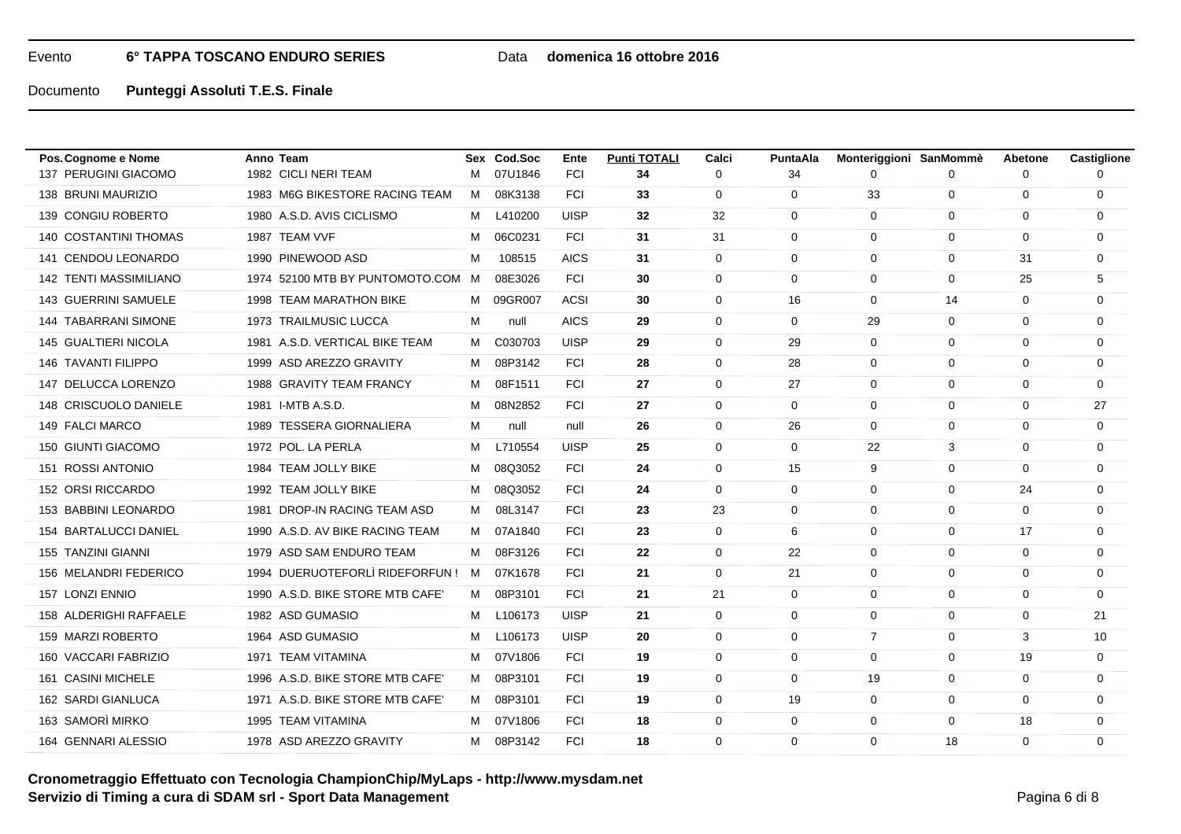Evento **6° TAPPA TOSCANO ENDURO SERIES** Data **domenica 16 ottobre 2016**

Documento **Punteggi Assoluti T.E.S. Finale**

| Pos. | Cognome e Nome | Anno | Team | Sex | Cod.Soc | Ente | Punti TOTALI | Calci | PuntaAla | Monteriggioni | SanMommè | Abetone | Castiglione |
|---|---|---|---|---|---|---|---|---|---|---|---|---|---|
| 137 | PERUGINI GIACOMO | 1982 | CICLI NERI TEAM | M | 07U1846 | FCI | **34** | 0 | 34 | 0 | 0 | 0 | 0 |
| 138 | BRUNI MAURIZIO | 1983 | M6G BIKESTORE RACING TEAM | M | 08K3138 | FCI | **33** | 0 | 0 | 33 | 0 | 0 | 0 |
| 139 | CONGIU ROBERTO | 1980 | A.S.D. AVIS CICLISMO | M | L410200 | UISP | **32** | 32 | 0 | 0 | 0 | 0 | 0 |
| 140 | COSTANTINI THOMAS | 1987 | TEAM VVF | M | 06C0231 | FCI | **31** | 31 | 0 | 0 | 0 | 0 | 0 |
| 141 | CENDOU LEONARDO | 1990 | PINEWOOD ASD | M | 108515 | AICS | **31** | 0 | 0 | 0 | 0 | 31 | 0 |
| 142 | TENTI MASSIMILIANO | 1974 | 52100 MTB BY PUNTOMOTO.COM | M | 08E3026 | FCI | **30** | 0 | 0 | 0 | 0 | 25 | 5 |
| 143 | GUERRINI SAMUELE | 1998 | TEAM MARATHON BIKE | M | 09GR007 | ACSI | **30** | 0 | 16 | 0 | 14 | 0 | 0 |
| 144 | TABARRANI SIMONE | 1973 | TRAILMUSIC LUCCA | M | null | AICS | **29** | 0 | 0 | 29 | 0 | 0 | 0 |
| 145 | GUALTIERI NICOLA | 1981 | A.S.D. VERTICAL BIKE TEAM | M | C030703 | UISP | **29** | 0 | 29 | 0 | 0 | 0 | 0 |
| 146 | TAVANTI FILIPPO | 1999 | ASD AREZZO GRAVITY | M | 08P3142 | FCI | **28** | 0 | 28 | 0 | 0 | 0 | 0 |
| 147 | DELUCCA LORENZO | 1988 | GRAVITY TEAM FRANCY | M | 08F1511 | FCI | **27** | 0 | 27 | 0 | 0 | 0 | 0 |
| 148 | CRISCUOLO DANIELE | 1981 | I-MTB A.S.D. | M | 08N2852 | FCI | **27** | 0 | 0 | 0 | 0 | 0 | 27 |
| 149 | FALCI MARCO | 1989 | TESSERA GIORNALIERA | M | null | null | **26** | 0 | 26 | 0 | 0 | 0 | 0 |
| 150 | GIUNTI GIACOMO | 1972 | POL. LA PERLA | M | L710554 | UISP | **25** | 0 | 0 | 22 | 3 | 0 | 0 |
| 151 | ROSSI ANTONIO | 1984 | TEAM JOLLY BIKE | M | 08Q3052 | FCI | **24** | 0 | 15 | 9 | 0 | 0 | 0 |
| 152 | ORSI RICCARDO | 1992 | TEAM JOLLY BIKE | M | 08Q3052 | FCI | **24** | 0 | 0 | 0 | 0 | 24 | 0 |
| 153 | BABBINI LEONARDO | 1981 | DROP-IN RACING TEAM ASD | M | 08L3147 | FCI | **23** | 23 | 0 | 0 | 0 | 0 | 0 |
| 154 | BARTALUCCI DANIEL | 1990 | A.S.D. AV BIKE RACING TEAM | M | 07A1840 | FCI | **23** | 0 | 6 | 0 | 0 | 17 | 0 |
| 155 | TANZINI GIANNI | 1979 | ASD SAM ENDURO TEAM | M | 08F3126 | FCI | **22** | 0 | 22 | 0 | 0 | 0 | 0 |
| 156 | MELANDRI FEDERICO | 1994 | DUERUOTEFORLÌ RIDEFORFUN ! | M | 07K1678 | FCI | **21** | 0 | 21 | 0 | 0 | 0 | 0 |
| 157 | LONZI ENNIO | 1990 | A.S.D. BIKE STORE MTB CAFE' | M | 08P3101 | FCI | **21** | 21 | 0 | 0 | 0 | 0 | 0 |
| 158 | ALDERIGHI RAFFAELE | 1982 | ASD GUMASIO | M | L106173 | UISP | **21** | 0 | 0 | 0 | 0 | 0 | 21 |
| 159 | MARZI ROBERTO | 1964 | ASD GUMASIO | M | L106173 | UISP | **20** | 0 | 0 | 7 | 0 | 3 | 10 |
| 160 | VACCARI FABRIZIO | 1971 | TEAM VITAMINA | M | 07V1806 | FCI | **19** | 0 | 0 | 0 | 0 | 19 | 0 |
| 161 | CASINI MICHELE | 1996 | A.S.D. BIKE STORE MTB CAFE' | M | 08P3101 | FCI | **19** | 0 | 0 | 19 | 0 | 0 | 0 |
| 162 | SARDI GIANLUCA | 1971 | A.S.D. BIKE STORE MTB CAFE' | M | 08P3101 | FCI | **19** | 0 | 19 | 0 | 0 | 0 | 0 |
| 163 | SAMORÌ MIRKO | 1995 | TEAM VITAMINA | M | 07V1806 | FCI | **18** | 0 | 0 | 0 | 0 | 18 | 0 |
| 164 | GENNARI ALESSIO | 1978 | ASD AREZZO GRAVITY | M | 08P3142 | FCI | **18** | 0 | 0 | 0 | 18 | 0 | 0 |

**Cronometraggio Effettuato con Tecnologia ChampionChip/MyLaps - http://www.mysdam.net**
**Servizio di Timing a cura di SDAM srl - Sport Data Management**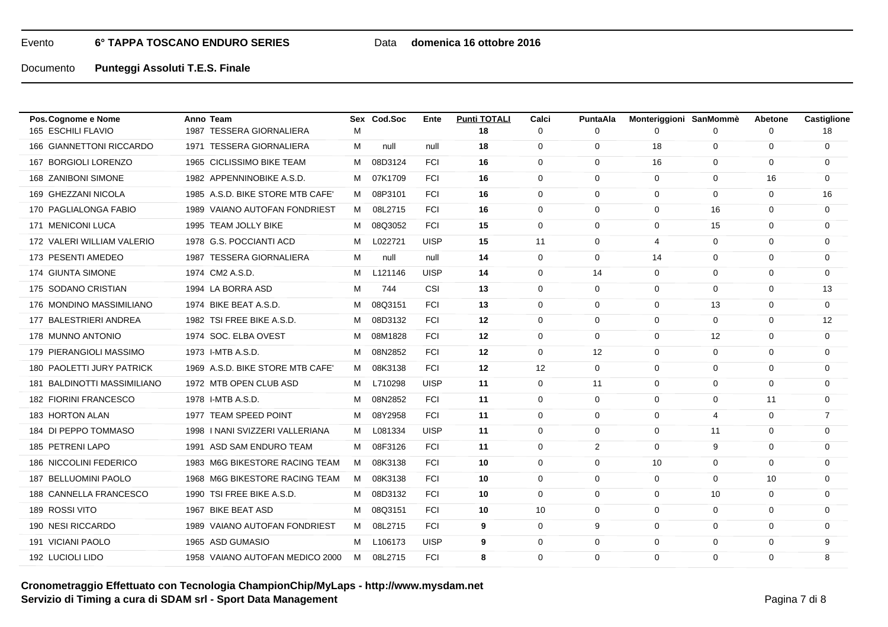Evento **6° TAPPA TOSCANO ENDURO SERIES** Data **domenica 16 ottobre 2016**

Documento **Punteggi Assoluti T.E.S. Finale**

| Pos. | Cognome e Nome | Anno | Team | Sex | Cod.Soc | Ente | Punti TOTALI | Calci | PuntaAla | Monteriggioni | SanMommè | Abetone | Castiglione |
|---|---|---|---|---|---|---|---|---|---|---|---|---|---|
| 165 | ESCHILI FLAVIO | 1987 | TESSERA GIORNALIERA | M | | | **18** | 0 | 0 | 0 | 0 | 0 | 18 |
| 166 | GIANNETTONI RICCARDO | 1971 | TESSERA GIORNALIERA | M | null | null | **18** | 0 | 0 | 18 | 0 | 0 | 0 |
| 167 | BORGIOLI LORENZO | 1965 | CICLISSIMO BIKE TEAM | M | 08D3124 | FCI | **16** | 0 | 0 | 16 | 0 | 0 | 0 |
| 168 | ZANIBONI SIMONE | 1982 | APPENNINOBIKE A.S.D. | M | 07K1709 | FCI | **16** | 0 | 0 | 0 | 0 | 16 | 0 |
| 169 | GHEZZANI NICOLA | 1985 | A.S.D. BIKE STORE MTB CAFE' | M | 08P3101 | FCI | **16** | 0 | 0 | 0 | 0 | 0 | 16 |
| 170 | PAGLIALONGA FABIO | 1989 | VAIANO AUTOFAN FONDRIEST | M | 08L2715 | FCI | **16** | 0 | 0 | 0 | 16 | 0 | 0 |
| 171 | MENICONI LUCA | 1995 | TEAM JOLLY BIKE | M | 08Q3052 | FCI | **15** | 0 | 0 | 0 | 15 | 0 | 0 |
| 172 | VALERI WILLIAM VALERIO | 1978 | G.S. POCCIANTI ACD | M | L022721 | UISP | **15** | 11 | 0 | 4 | 0 | 0 | 0 |
| 173 | PESENTI AMEDEO | 1987 | TESSERA GIORNALIERA | M | null | null | **14** | 0 | 0 | 14 | 0 | 0 | 0 |
| 174 | GIUNTA SIMONE | 1974 | CM2 A.S.D. | M | L121146 | UISP | **14** | 0 | 14 | 0 | 0 | 0 | 0 |
| 175 | SODANO CRISTIAN | 1994 | LA BORRA ASD | M | 744 | CSI | **13** | 0 | 0 | 0 | 0 | 0 | 13 |
| 176 | MONDINO MASSIMILIANO | 1974 | BIKE BEAT A.S.D. | M | 08Q3151 | FCI | **13** | 0 | 0 | 0 | 13 | 0 | 0 |
| 177 | BALESTRIERI ANDREA | 1982 | TSI FREE BIKE A.S.D. | M | 08D3132 | FCI | **12** | 0 | 0 | 0 | 0 | 0 | 12 |
| 178 | MUNNO ANTONIO | 1974 | SOC. ELBA OVEST | M | 08M1828 | FCI | **12** | 0 | 0 | 0 | 12 | 0 | 0 |
| 179 | PIERANGIOLI MASSIMO | 1973 | I-MTB A.S.D. | M | 08N2852 | FCI | **12** | 0 | 12 | 0 | 0 | 0 | 0 |
| 180 | PAOLETTI JURY PATRICK | 1969 | A.S.D. BIKE STORE MTB CAFE' | M | 08K3138 | FCI | **12** | 12 | 0 | 0 | 0 | 0 | 0 |
| 181 | BALDINOTTI MASSIMILIANO | 1972 | MTB OPEN CLUB ASD | M | L710298 | UISP | **11** | 0 | 11 | 0 | 0 | 0 | 0 |
| 182 | FIORINI FRANCESCO | 1978 | I-MTB A.S.D. | M | 08N2852 | FCI | **11** | 0 | 0 | 0 | 0 | 11 | 0 |
| 183 | HORTON ALAN | 1977 | TEAM SPEED POINT | M | 08Y2958 | FCI | **11** | 0 | 0 | 0 | 4 | 0 | 7 |
| 184 | DI PEPPO TOMMASO | 1998 | I NANI SVIZZERI VALLERIANA | M | L081334 | UISP | **11** | 0 | 0 | 0 | 11 | 0 | 0 |
| 185 | PETRENI LAPO | 1991 | ASD SAM ENDURO TEAM | M | 08F3126 | FCI | **11** | 0 | 2 | 0 | 9 | 0 | 0 |
| 186 | NICCOLINI FEDERICO | 1983 | M6G BIKESTORE RACING TEAM | M | 08K3138 | FCI | **10** | 0 | 0 | 10 | 0 | 0 | 0 |
| 187 | BELLUOMINI PAOLO | 1968 | M6G BIKESTORE RACING TEAM | M | 08K3138 | FCI | **10** | 0 | 0 | 0 | 0 | 10 | 0 |
| 188 | CANNELLA FRANCESCO | 1990 | TSI FREE BIKE A.S.D. | M | 08D3132 | FCI | **10** | 0 | 0 | 0 | 10 | 0 | 0 |
| 189 | ROSSI VITO | 1967 | BIKE BEAT ASD | M | 08Q3151 | FCI | **10** | 10 | 0 | 0 | 0 | 0 | 0 |
| 190 | NESI RICCARDO | 1989 | VAIANO AUTOFAN FONDRIEST | M | 08L2715 | FCI | **9** | 0 | 9 | 0 | 0 | 0 | 0 |
| 191 | VICIANI PAOLO | 1965 | ASD GUMASIO | M | L106173 | UISP | **9** | 0 | 0 | 0 | 0 | 0 | 9 |
| 192 | LUCIOLI LIDO | 1958 | VAIANO AUTOFAN MEDICO 2000 | M | 08L2715 | FCI | **8** | 0 | 0 | 0 | 0 | 0 | 8 |

**Cronometraggio Effettuato con Tecnologia ChampionChip/MyLaps - http://www.mysdam.net**
**Servizio di Timing a cura di SDAM srl - Sport Data Management**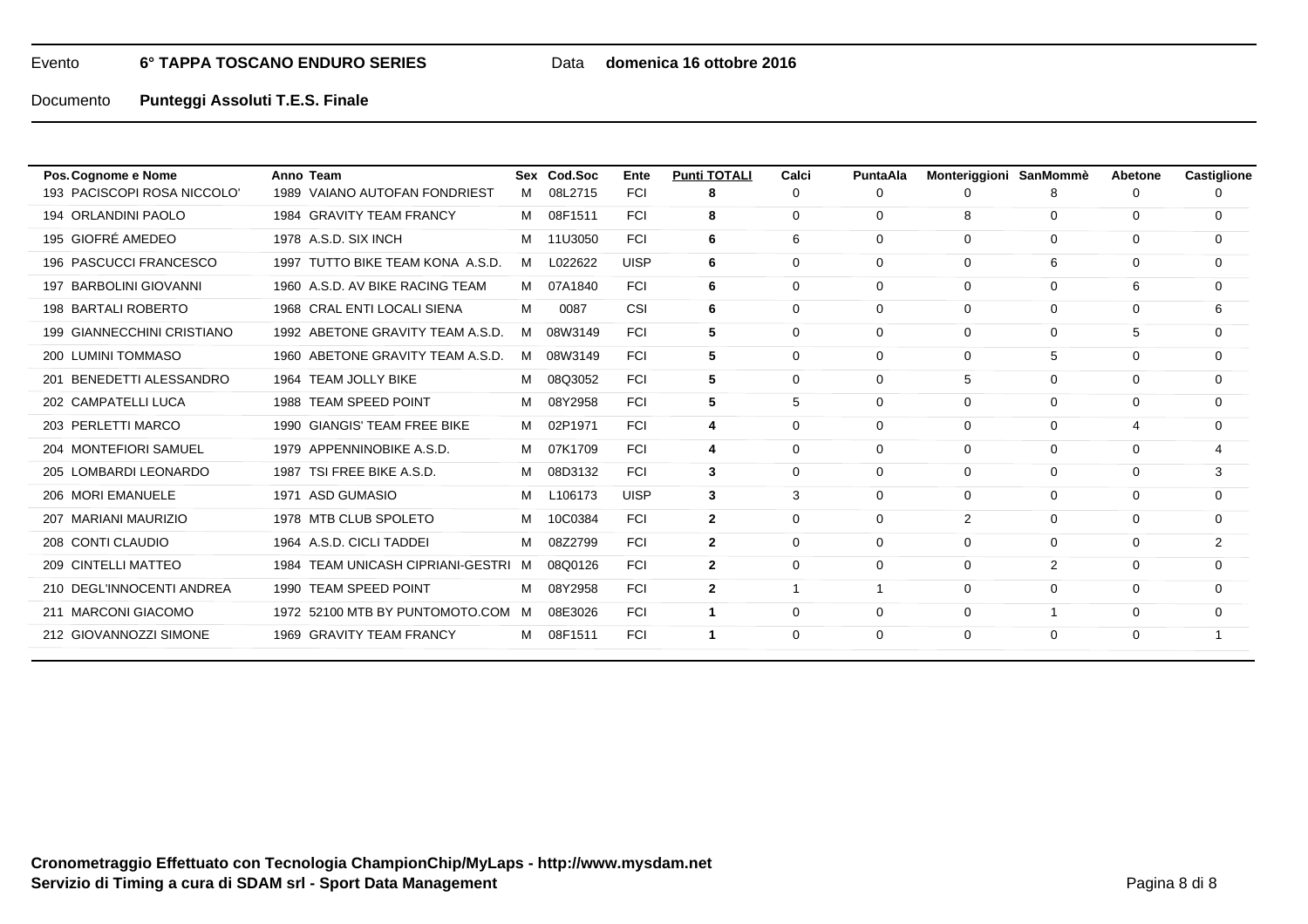Evento **6° TAPPA TOSCANO ENDURO SERIES** Data **domenica 16 ottobre 2016**

Documento **Punteggi Assoluti T.E.S. Finale**

| Pos. | Cognome e Nome | Anno | Team | Sex | Cod.Soc | Ente | Punti TOTALI | Calci | PuntaAla | Monteriggioni | SanMommè | Abetone | Castiglione |
|---|---|---|---|---|---|---|---|---|---|---|---|---|---|
| 193 | PACISCOPI ROSA NICCOLO' | 1989 | VAIANO AUTOFAN FONDRIEST | M | 08L2715 | FCI | **8** | 0 | 0 | 0 | 8 | 0 | 0 |
| 194 | ORLANDINI PAOLO | 1984 | GRAVITY TEAM FRANCY | M | 08F1511 | FCI | **8** | 0 | 0 | 8 | 0 | 0 | 0 |
| 195 | GIOFRÉ AMEDEO | 1978 | A.S.D. SIX INCH | M | 11U3050 | FCI | **6** | 6 | 0 | 0 | 0 | 0 | 0 |
| 196 | PASCUCCI FRANCESCO | 1997 | TUTTO BIKE TEAM KONA A.S.D. | M | L022622 | UISP | **6** | 0 | 0 | 0 | 6 | 0 | 0 |
| 197 | BARBOLINI GIOVANNI | 1960 | A.S.D. AV BIKE RACING TEAM | M | 07A1840 | FCI | **6** | 0 | 0 | 0 | 0 | 6 | 0 |
| 198 | BARTALI ROBERTO | 1968 | CRAL ENTI LOCALI SIENA | M | 0087 | CSI | **6** | 0 | 0 | 0 | 0 | 0 | 6 |
| 199 | GIANNECCHINI CRISTIANO | 1992 | ABETONE GRAVITY TEAM A.S.D. | M | 08W3149 | FCI | **5** | 0 | 0 | 0 | 0 | 5 | 0 |
| 200 | LUMINI TOMMASO | 1960 | ABETONE GRAVITY TEAM A.S.D. | M | 08W3149 | FCI | **5** | 0 | 0 | 0 | 5 | 0 | 0 |
| 201 | BENEDETTI ALESSANDRO | 1964 | TEAM JOLLY BIKE | M | 08Q3052 | FCI | **5** | 0 | 0 | 5 | 0 | 0 | 0 |
| 202 | CAMPATELLI LUCA | 1988 | TEAM SPEED POINT | M | 08Y2958 | FCI | **5** | 5 | 0 | 0 | 0 | 0 | 0 |
| 203 | PERLETTI MARCO | 1990 | GIANGIS' TEAM FREE BIKE | M | 02P1971 | FCI | **4** | 0 | 0 | 0 | 0 | 4 | 0 |
| 204 | MONTEFIORI SAMUEL | 1979 | APPENNINOBIKE A.S.D. | M | 07K1709 | FCI | **4** | 0 | 0 | 0 | 0 | 0 | 4 |
| 205 | LOMBARDI LEONARDO | 1987 | TSI FREE BIKE A.S.D. | M | 08D3132 | FCI | **3** | 0 | 0 | 0 | 0 | 0 | 3 |
| 206 | MORI EMANUELE | 1971 | ASD GUMASIO | M | L106173 | UISP | **3** | 3 | 0 | 0 | 0 | 0 | 0 |
| 207 | MARIANI MAURIZIO | 1978 | MTB CLUB SPOLETO | M | 10C0384 | FCI | **2** | 0 | 0 | 2 | 0 | 0 | 0 |
| 208 | CONTI CLAUDIO | 1964 | A.S.D. CICLI TADDEI | M | 08Z2799 | FCI | **2** | 0 | 0 | 0 | 0 | 0 | 2 |
| 209 | CINTELLI MATTEO | 1984 | TEAM UNICASH CIPRIANI-GESTRI | M | 08Q0126 | FCI | **2** | 0 | 0 | 0 | 2 | 0 | 0 |
| 210 | DEGL'INNOCENTI ANDREA | 1990 | TEAM SPEED POINT | M | 08Y2958 | FCI | **2** | 1 | 1 | 0 | 0 | 0 | 0 |
| 211 | MARCONI GIACOMO | 1972 | 52100 MTB BY PUNTOMOTO.COM | M | 08E3026 | FCI | **1** | 0 | 0 | 0 | 1 | 0 | 0 |
| 212 | GIOVANNOZZI SIMONE | 1969 | GRAVITY TEAM FRANCY | M | 08F1511 | FCI | **1** | 0 | 0 | 0 | 0 | 0 | 1 |

**Cronometraggio Effettuato con Tecnologia ChampionChip/MyLaps - http://www.mysdam.net**
**Servizio di Timing a cura di SDAM srl - Sport Data Management**